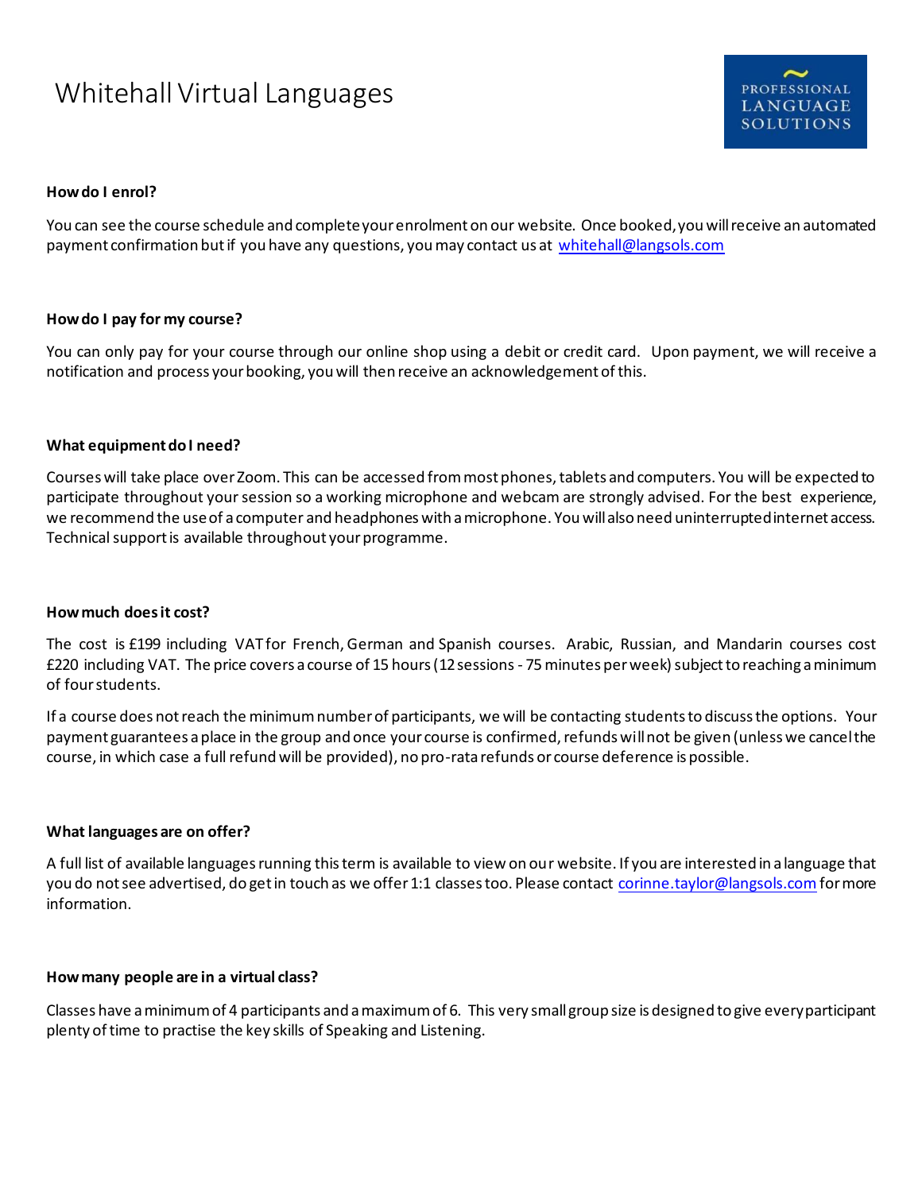# Whitehall Virtual Languages

PROFESSIONAL LANGUAGE SOLUTIONS

**How do I enrol?**

You can see the course schedule and complete your enrolment on our website. Once booked, you will receive an automated payment confirmation but if you have any questions, you may contact us at whitehall@langsols.com

**How do I pay for my course?**

You can only pay for your course through our online shop using a debit or credit card. Upon payment, we will receive a notification and process your booking, you will then receive an acknowledgement of this.

**What equipment do I need?**

Courses will take place over Zoom. This can be accessed from most phones, tablets and computers. You will be expected to participate throughout your session so a working microphone and webcam are strongly advised. For the best experience, we recommend the use of a computer and headphones with a microphone. You will also need uninterrupted internet access. Technical support is available throughout your programme.

**How much does it cost?**

The cost is £199 including VAT for French, German and Spanish courses. Arabic, Russian, and Mandarin courses cost £220 including VAT. The price covers a course of 15 hours (12 sessions - 75 minutes per week) subject to reaching a minimum of four students.

If a course does not reach the minimum number of participants, we will be contacting students to discuss the options. Your payment guarantees a place in the group and once your course is confirmed, refunds will not be given (unless we cancel the course, in which case a full refund will be provided), no pro-rata refunds or course deference is possible.

**What languages are on offer?**

A full list of available languages running this term is available to view on our website. If you are interested in a language that you do not see advertised, do get in touch as we offer 1:1 classes too. Please contact corinne.taylor@langsols.com for more information.

**How many people are in a virtual class?**

Classes have a minimum of 4 participants and a maximum of 6. This very small group size is designed to give every participant plenty of time to practise the key skills of Speaking and Listening.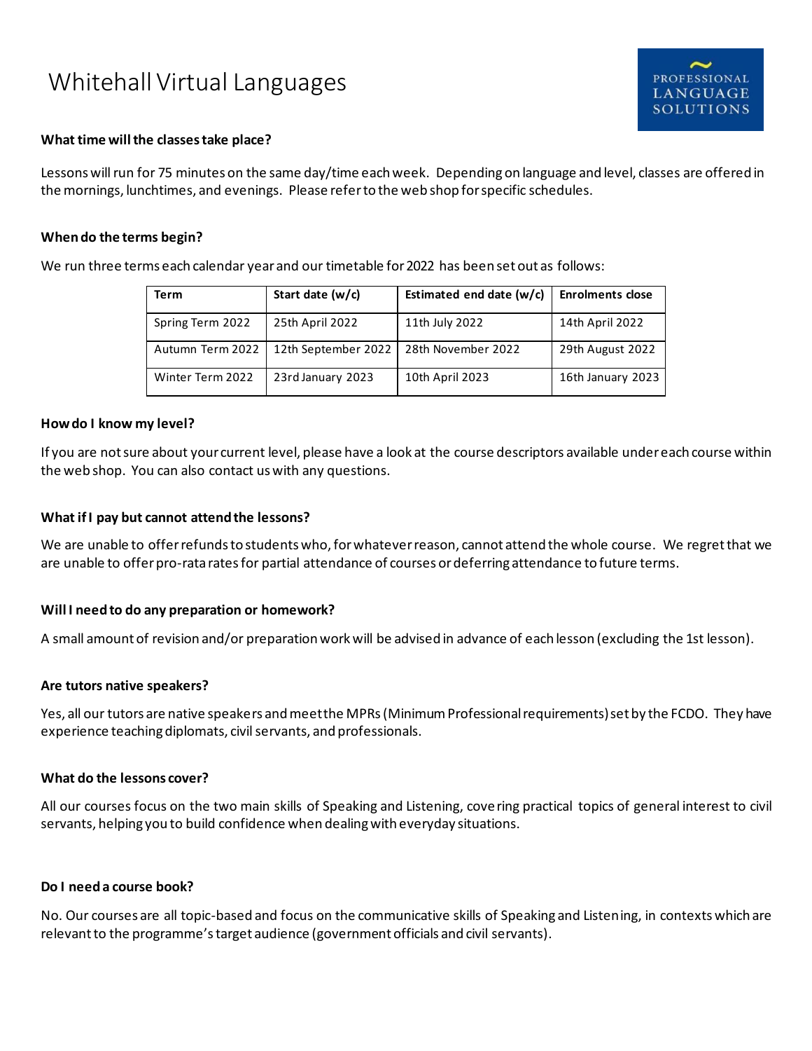# Whitehall Virtual Languages

PROFESSIONAL LANGUAGE SOLUTIONS

**What time will the classes take place?**

Lessons will run for 75 minutes on the same day/time each week. Depending on language and level, classes are offered in the mornings, lunchtimes, and evenings. Please refer to the web shop for specific schedules.

**When do the terms begin?**

We run three terms each calendar year and our timetable for 2022 has been set out as follows:

| Term | Start date (w/c) | Estimated end date (w/c) | Enrolments close |
|---|---|---|---|
| Spring Term 2022 | 25th April 2022 | 11th July 2022 | 14th April 2022 |
| Autumn Term 2022 | 12th September 2022 | 28th November 2022 | 29th August 2022 |
| Winter Term 2022 | 23rd January 2023 | 10th April 2023 | 16th January 2023 |

**How do I know my level?**

If you are not sure about your current level, please have a look at the course descriptors available under each course within the web shop. You can also contact us with any questions.

**What if I pay but cannot attend the lessons?**

We are unable to offer refunds to students who, for whatever reason, cannot attend the whole course. We regret that we are unable to offer pro-rata rates for partial attendance of courses or deferring attendance to future terms.

**Will I need to do any preparation or homework?**

A small amount of revision and/or preparation work will be advised in advance of each lesson (excluding the 1st lesson).

**Are tutors native speakers?**

Yes, all our tutors are native speakers and meet the MPRs (Minimum Professional requirements) set by the FCDO. They have experience teaching diplomats, civil servants, and professionals.

**What do the lessons cover?**

All our courses focus on the two main skills of Speaking and Listening, covering practical topics of general interest to civil servants, helping you to build confidence when dealing with everyday situations.

**Do I need a course book?**

No. Our courses are all topic-based and focus on the communicative skills of Speaking and Listening, in contexts which are relevant to the programme's target audience (government officials and civil servants).